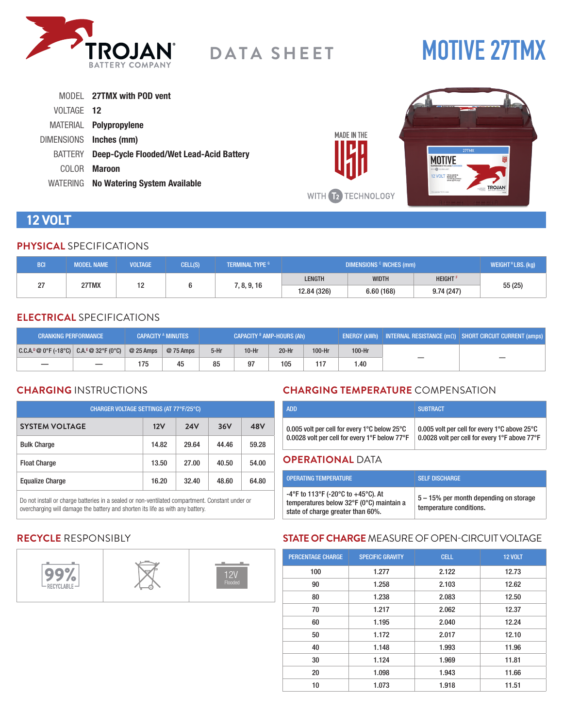# TROJAN BATTERY COMPANY

# DATA SHEET

# MOTIVE 27TMX

MODEL **27TMX with POD vent**
VOLTAGE **12**
MATERIAL **Polypropylene**
DIMENSIONS **Inches (mm)**
BATTERY **Deep-Cycle Flooded/Wet Lead-Acid Battery**
COLOR **Maroon**
WATERING **No Watering System Available**

MADE IN THE USA

WITH T2 TECHNOLOGY

## 12 VOLT

### PHYSICAL SPECIFICATIONS

| BCI | MODEL NAME | VOLTAGE | CELL(S) | TERMINAL TYPE [G] | DIMENSIONS [C] INCHES (mm) | | | WEIGHT [H] LBS. (kg) |
|---|---|---|---|---|---|---|---|---|
| | | | | | LENGTH | WIDTH | HEIGHT [F] | |
| 27 | 27TMX | 12 | 6 | 7, 8, 9, 16 | 12.84 (326) | 6.60 (168) | 9.74 (247) | 55 (25) |

### ELECTRICAL SPECIFICATIONS

| CRANKING PERFORMANCE | | CAPACITY [A] MINUTES | | CAPACITY [B] AMP-HOURS (Ah) | | | | ENERGY (kWh) | INTERNAL RESISTANCE (mΩ) | SHORT CIRCUIT CURRENT (amps) |
|---|---|---|---|---|---|---|---|---|---|---|
| C.C.A.[D] @ 0°F (-18°C) | C.A.[E] @ 32°F (0°C) | @ 25 Amps | @ 75 Amps | 5-Hr | 10-Hr | 20-Hr | 100-Hr | 100-Hr | | |
| — | — | 175 | 45 | 85 | 97 | 105 | 117 | 1.40 | — | — |

### CHARGING INSTRUCTIONS

| CHARGER VOLTAGE SETTINGS (AT 77°F/25°C) | | | | |
|---|---|---|---|---|
| **SYSTEM VOLTAGE** | **12V** | **24V** | **36V** | **48V** |
| Bulk Charge | 14.82 | 29.64 | 44.46 | 59.28 |
| Float Charge | 13.50 | 27.00 | 40.50 | 54.00 |
| Equalize Charge | 16.20 | 32.40 | 48.60 | 64.80 |

Do not install or charge batteries in a sealed or non-ventilated compartment. Constant under or overcharging will damage the battery and shorten its life as with any battery.

### CHARGING TEMPERATURE COMPENSATION

| ADD | SUBTRACT |
|---|---|
| 0.005 volt per cell for every 1°C below 25°C<br>0.0028 volt per cell for every 1°F below 77°F | 0.005 volt per cell for every 1°C above 25°C<br>0.0028 volt per cell for every 1°F above 77°F |

### OPERATIONAL DATA

| OPERATING TEMPERATURE | SELF DISCHARGE |
|---|---|
| -4°F to 113°F (-20°C to +45°C). At temperatures below 32°F (0°C) maintain a state of charge greater than 60%. | 5 – 15% per month depending on storage temperature conditions. |

### RECYCLE RESPONSIBLY

99% RECYCLABLE

12V Flooded

### STATE OF CHARGE MEASURE OF OPEN-CIRCUIT VOLTAGE

| PERCENTAGE CHARGE | SPECIFIC GRAVITY | CELL | 12 VOLT |
|---|---|---|---|
| 100 | 1.277 | 2.122 | 12.73 |
| 90 | 1.258 | 2.103 | 12.62 |
| 80 | 1.238 | 2.083 | 12.50 |
| 70 | 1.217 | 2.062 | 12.37 |
| 60 | 1.195 | 2.040 | 12.24 |
| 50 | 1.172 | 2.017 | 12.10 |
| 40 | 1.148 | 1.993 | 11.96 |
| 30 | 1.124 | 1.969 | 11.81 |
| 20 | 1.098 | 1.943 | 11.66 |
| 10 | 1.073 | 1.918 | 11.51 |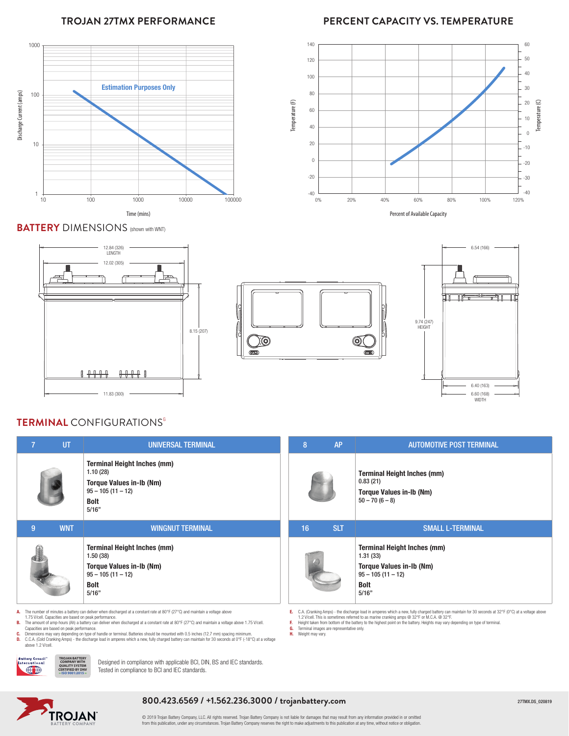## TROJAN 27TMX PERFORMANCE

Discharge Current (amps)

1000
100
10
1

Estimation Purposes Only

10 100 1000 10000 100000

Time (mins)

## PERCENT CAPACITY VS. TEMPERATURE

Temperature (F)

140 120 100 80 60 40 20 0 -20 -40

Temperature (C)

60 50 40 30 20 10 0 -10 -20 -30 -40

0% 20% 40% 60% 80% 100% 120%

Percent of Available Capacity

## BATTERY DIMENSIONS (shown with WNT)

12.84 (326) LENGTH

12.02 (305)

8.15 (207)

11.83 (300)

6.54 (166)

9.74 (247) HEIGHT

6.40 (163)

6.60 (168) WIDTH

## TERMINAL CONFIGURATIONS[G]

| 7 UT | UNIVERSAL TERMINAL | 8 AP | AUTOMOTIVE POST TERMINAL |
|---|---|---|---|
| | **Terminal Height Inches (mm)** 1.10 (28) **Torque Values in-lb (Nm)** 95 – 105 (11 – 12) **Bolt** 5/16" | | **Terminal Height Inches (mm)** 0.83 (21) **Torque Values in-lb (Nm)** 50 – 70 (6 – 8) |
| **9 WNT** | **WINGNUT TERMINAL** | **16 SLT** | **SMALL L-TERMINAL** |
| | **Terminal Height Inches (mm)** 1.50 (38) **Torque Values in-lb (Nm)** 95 – 105 (11 – 12) **Bolt** 5/16" | | **Terminal Height Inches (mm)** 1.31 (33) **Torque Values in-lb (Nm)** 95 – 105 (11 – 12) **Bolt** 5/16" |

**A.** The number of minutes a battery can deliver when discharged at a constant rate at 80°F (27°C) and maintain a voltage above 1.75 V/cell. Capacities are based on peak performance.
**B.** The amount of amp-hours (Ah) a battery can deliver when discharged at a constant rate at 80°F (27°C) and maintain a voltage above 1.75 V/cell. Capacities are based on peak performance.
**C.** Dimensions may vary depending on type of handle or terminal. Batteries should be mounted with 0.5 inches (12.7 mm) spacing minimum.
**D.** C.C.A. (Cold Cranking Amps) - the discharge load in amperes which a new, fully charged battery can maintain for 30 seconds at 0°F (-18°C) at a voltage above 1.2 V/cell.
**E.** C.A. (Cranking Amps) - the discharge load in amperes which a new, fully charged battery can maintain for 30 seconds at 32°F (0°C) at a voltage above 1.2 V/cell. This is sometimes referred to as marine cranking amps @ 32°F or M.C.A. @ 32°F.
**F.** Height taken from bottom of the battery to the highest point on the battery. Heights may vary depending on type of terminal.
**G.** Terminal images are representative only.
**H.** Weight may vary.

Battery Council International

TROJAN BATTERY COMPANY WITH QUALITY SYSTEM CERTIFIED BY DNV = ISO 9001:2015 =

Designed in compliance with applicable BCI, DIN, BS and IEC standards.
Tested in compliance to BCI and IEC standards.

TROJAN BATTERY COMPANY

**800.423.6569 / +1.562.236.3000 / trojanbattery.com**

27TMX.DS_020819

© 2019 Trojan Battery Company, LLC. All rights reserved. Trojan Battery Company is not liable for damages that may result from any information provided in or omitted from this publication, under any circumstances. Trojan Battery Company reserves the right to make adjustments to this publication at any time, without notice or obligation.